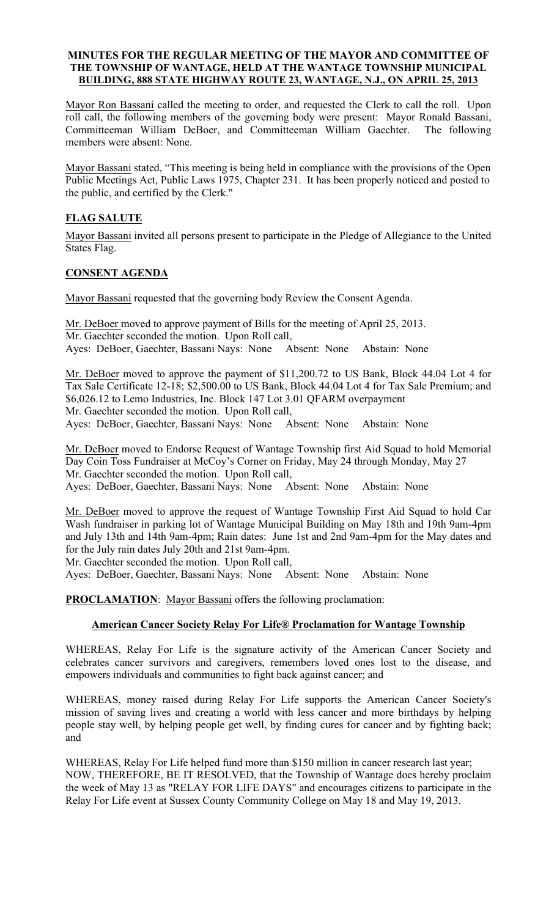**MINUTES FOR THE REGULAR MEETING OF THE MAYOR AND COMMITTEE OF THE TOWNSHIP OF WANTAGE, HELD AT THE WANTAGE TOWNSHIP MUNICIPAL BUILDING, 888 STATE HIGHWAY ROUTE 23, WANTAGE, N.J., ON APRIL 25, 2013**

Mayor Ron Bassani called the meeting to order, and requested the Clerk to call the roll. Upon roll call, the following members of the governing body were present: Mayor Ronald Bassani, Committeeman William DeBoer, and Committeeman William Gaechter. The following members were absent: None.

Mayor Bassani stated, "This meeting is being held in compliance with the provisions of the Open Public Meetings Act, Public Laws 1975, Chapter 231. It has been properly noticed and posted to the public, and certified by the Clerk."

## FLAG SALUTE

Mayor Bassani invited all persons present to participate in the Pledge of Allegiance to the United States Flag.

## CONSENT AGENDA

Mayor Bassani requested that the governing body Review the Consent Agenda.

Mr. DeBoer moved to approve payment of Bills for the meeting of April 25, 2013.
Mr. Gaechter seconded the motion. Upon Roll call,
Ayes: DeBoer, Gaechter, Bassani Nays: None Absent: None Abstain: None

Mr. DeBoer moved to approve the payment of $11,200.72 to US Bank, Block 44.04 Lot 4 for Tax Sale Certificate 12-18; $2,500.00 to US Bank, Block 44.04 Lot 4 for Tax Sale Premium; and $6,026.12 to Lemo Industries, Inc. Block 147 Lot 3.01 QFARM overpayment
Mr. Gaechter seconded the motion. Upon Roll call,
Ayes: DeBoer, Gaechter, Bassani Nays: None Absent: None Abstain: None

Mr. DeBoer moved to Endorse Request of Wantage Township first Aid Squad to hold Memorial Day Coin Toss Fundraiser at McCoy's Corner on Friday, May 24 through Monday, May 27
Mr. Gaechter seconded the motion. Upon Roll call,
Ayes: DeBoer, Gaechter, Bassani Nays: None Absent: None Abstain: None

Mr. DeBoer moved to approve the request of Wantage Township First Aid Squad to hold Car Wash fundraiser in parking lot of Wantage Municipal Building on May 18th and 19th 9am-4pm and July 13th and 14th 9am-4pm; Rain dates: June 1st and 2nd 9am-4pm for the May dates and for the July rain dates July 20th and 21st 9am-4pm.
Mr. Gaechter seconded the motion. Upon Roll call,
Ayes: DeBoer, Gaechter, Bassani Nays: None Absent: None Abstain: None

**PROCLAMATION**: Mayor Bassani offers the following proclamation:

### American Cancer Society Relay For Life® Proclamation for Wantage Township

WHEREAS, Relay For Life is the signature activity of the American Cancer Society and celebrates cancer survivors and caregivers, remembers loved ones lost to the disease, and empowers individuals and communities to fight back against cancer; and

WHEREAS, money raised during Relay For Life supports the American Cancer Society's mission of saving lives and creating a world with less cancer and more birthdays by helping people stay well, by helping people get well, by finding cures for cancer and by fighting back; and

WHEREAS, Relay For Life helped fund more than $150 million in cancer research last year;
NOW, THEREFORE, BE IT RESOLVED, that the Township of Wantage does hereby proclaim the week of May 13 as "RELAY FOR LIFE DAYS" and encourages citizens to participate in the Relay For Life event at Sussex County Community College on May 18 and May 19, 2013.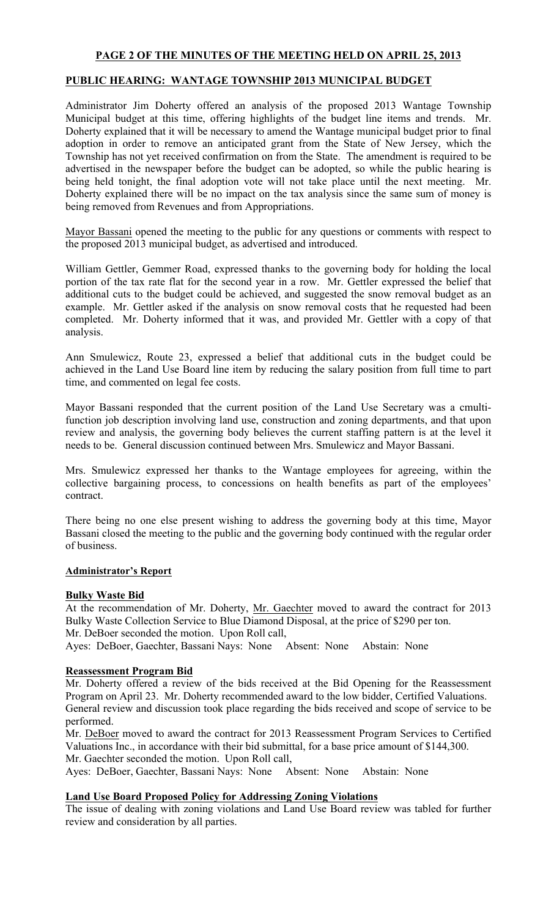**PAGE 2 OF THE MINUTES OF THE MEETING HELD ON APRIL 25, 2013**

**PUBLIC HEARING: WANTAGE TOWNSHIP 2013 MUNICIPAL BUDGET**

Administrator Jim Doherty offered an analysis of the proposed 2013 Wantage Township Municipal budget at this time, offering highlights of the budget line items and trends. Mr. Doherty explained that it will be necessary to amend the Wantage municipal budget prior to final adoption in order to remove an anticipated grant from the State of New Jersey, which the Township has not yet received confirmation on from the State. The amendment is required to be advertised in the newspaper before the budget can be adopted, so while the public hearing is being held tonight, the final adoption vote will not take place until the next meeting. Mr. Doherty explained there will be no impact on the tax analysis since the same sum of money is being removed from Revenues and from Appropriations.

Mayor Bassani opened the meeting to the public for any questions or comments with respect to the proposed 2013 municipal budget, as advertised and introduced.

William Gettler, Gemmer Road, expressed thanks to the governing body for holding the local portion of the tax rate flat for the second year in a row. Mr. Gettler expressed the belief that additional cuts to the budget could be achieved, and suggested the snow removal budget as an example. Mr. Gettler asked if the analysis on snow removal costs that he requested had been completed. Mr. Doherty informed that it was, and provided Mr. Gettler with a copy of that analysis.

Ann Smulewicz, Route 23, expressed a belief that additional cuts in the budget could be achieved in the Land Use Board line item by reducing the salary position from full time to part time, and commented on legal fee costs.

Mayor Bassani responded that the current position of the Land Use Secretary was a cmulti-function job description involving land use, construction and zoning departments, and that upon review and analysis, the governing body believes the current staffing pattern is at the level it needs to be. General discussion continued between Mrs. Smulewicz and Mayor Bassani.

Mrs. Smulewicz expressed her thanks to the Wantage employees for agreeing, within the collective bargaining process, to concessions on health benefits as part of the employees' contract.

There being no one else present wishing to address the governing body at this time, Mayor Bassani closed the meeting to the public and the governing body continued with the regular order of business.

**Administrator's Report**

**Bulky Waste Bid**

At the recommendation of Mr. Doherty, Mr. Gaechter moved to award the contract for 2013 Bulky Waste Collection Service to Blue Diamond Disposal, at the price of $290 per ton.
Mr. DeBoer seconded the motion. Upon Roll call,
Ayes: DeBoer, Gaechter, Bassani Nays: None Absent: None Abstain: None

**Reassessment Program Bid**

Mr. Doherty offered a review of the bids received at the Bid Opening for the Reassessment Program on April 23. Mr. Doherty recommended award to the low bidder, Certified Valuations. General review and discussion took place regarding the bids received and scope of service to be performed.
Mr. DeBoer moved to award the contract for 2013 Reassessment Program Services to Certified Valuations Inc., in accordance with their bid submittal, for a base price amount of $144,300.
Mr. Gaechter seconded the motion. Upon Roll call,
Ayes: DeBoer, Gaechter, Bassani Nays: None Absent: None Abstain: None

**Land Use Board Proposed Policy for Addressing Zoning Violations**

The issue of dealing with zoning violations and Land Use Board review was tabled for further review and consideration by all parties.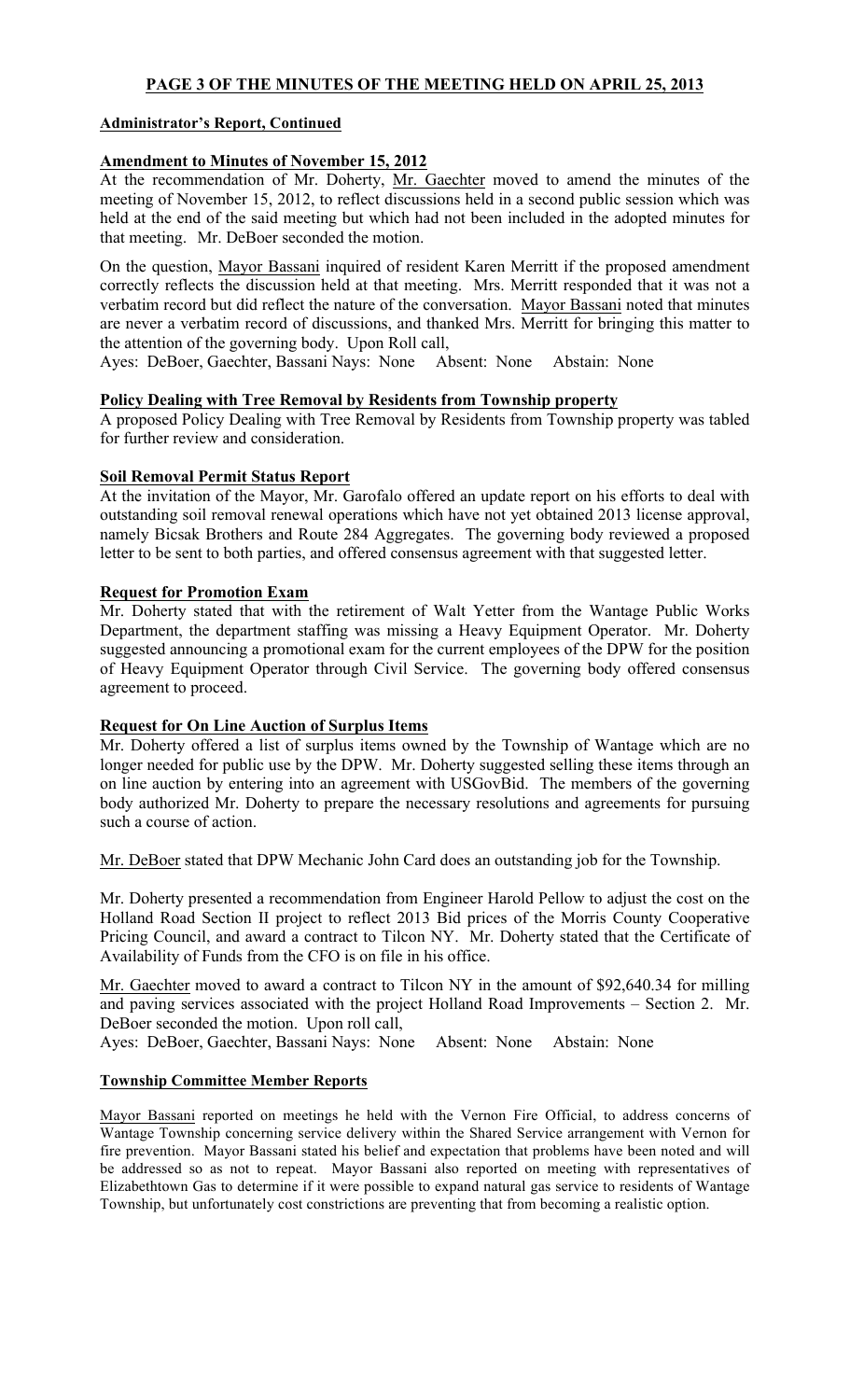**PAGE 3 OF THE MINUTES OF THE MEETING HELD ON APRIL 25, 2013**

**Administrator's Report, Continued**

**Amendment to Minutes of November 15, 2012**

At the recommendation of Mr. Doherty, Mr. Gaechter moved to amend the minutes of the meeting of November 15, 2012, to reflect discussions held in a second public session which was held at the end of the said meeting but which had not been included in the adopted minutes for that meeting. Mr. DeBoer seconded the motion.

On the question, Mayor Bassani inquired of resident Karen Merritt if the proposed amendment correctly reflects the discussion held at that meeting. Mrs. Merritt responded that it was not a verbatim record but did reflect the nature of the conversation. Mayor Bassani noted that minutes are never a verbatim record of discussions, and thanked Mrs. Merritt for bringing this matter to the attention of the governing body. Upon Roll call,

Ayes: DeBoer, Gaechter, Bassani Nays: None Absent: None Abstain: None

**Policy Dealing with Tree Removal by Residents from Township property**

A proposed Policy Dealing with Tree Removal by Residents from Township property was tabled for further review and consideration.

**Soil Removal Permit Status Report**

At the invitation of the Mayor, Mr. Garofalo offered an update report on his efforts to deal with outstanding soil removal renewal operations which have not yet obtained 2013 license approval, namely Bicsak Brothers and Route 284 Aggregates. The governing body reviewed a proposed letter to be sent to both parties, and offered consensus agreement with that suggested letter.

**Request for Promotion Exam**

Mr. Doherty stated that with the retirement of Walt Yetter from the Wantage Public Works Department, the department staffing was missing a Heavy Equipment Operator. Mr. Doherty suggested announcing a promotional exam for the current employees of the DPW for the position of Heavy Equipment Operator through Civil Service. The governing body offered consensus agreement to proceed.

**Request for On Line Auction of Surplus Items**

Mr. Doherty offered a list of surplus items owned by the Township of Wantage which are no longer needed for public use by the DPW. Mr. Doherty suggested selling these items through an on line auction by entering into an agreement with USGovBid. The members of the governing body authorized Mr. Doherty to prepare the necessary resolutions and agreements for pursuing such a course of action.

Mr. DeBoer stated that DPW Mechanic John Card does an outstanding job for the Township.

Mr. Doherty presented a recommendation from Engineer Harold Pellow to adjust the cost on the Holland Road Section II project to reflect 2013 Bid prices of the Morris County Cooperative Pricing Council, and award a contract to Tilcon NY. Mr. Doherty stated that the Certificate of Availability of Funds from the CFO is on file in his office.

Mr. Gaechter moved to award a contract to Tilcon NY in the amount of $92,640.34 for milling and paving services associated with the project Holland Road Improvements – Section 2. Mr. DeBoer seconded the motion. Upon roll call,

Ayes: DeBoer, Gaechter, Bassani Nays: None Absent: None Abstain: None

**Township Committee Member Reports**

Mayor Bassani reported on meetings he held with the Vernon Fire Official, to address concerns of Wantage Township concerning service delivery within the Shared Service arrangement with Vernon for fire prevention. Mayor Bassani stated his belief and expectation that problems have been noted and will be addressed so as not to repeat. Mayor Bassani also reported on meeting with representatives of Elizabethtown Gas to determine if it were possible to expand natural gas service to residents of Wantage Township, but unfortunately cost constrictions are preventing that from becoming a realistic option.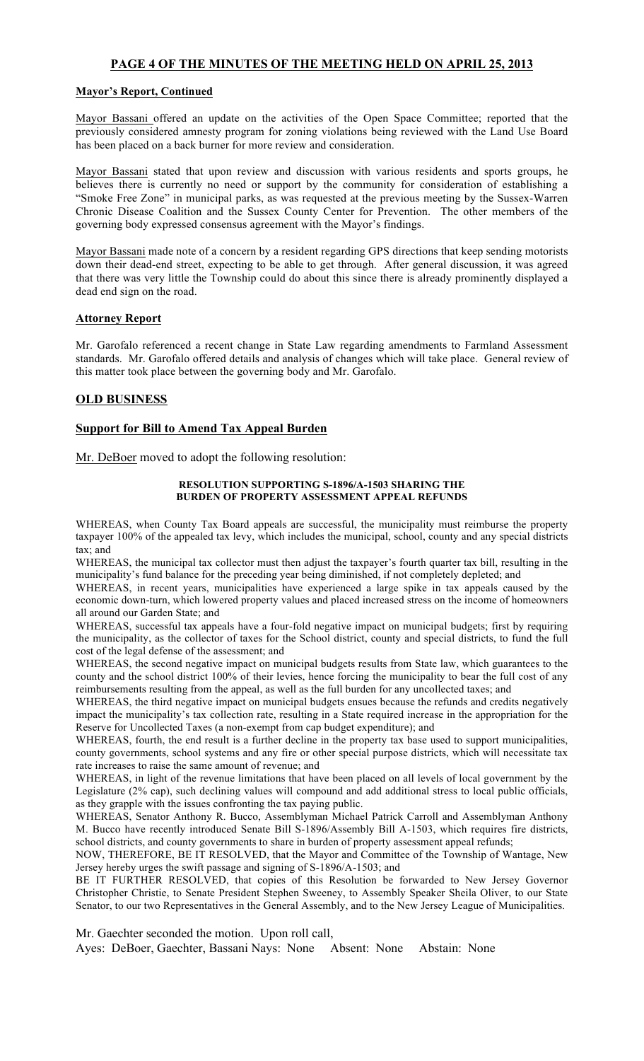## PAGE 4 OF THE MINUTES OF THE MEETING HELD ON APRIL 25, 2013

### Mayor's Report, Continued

Mayor Bassani offered an update on the activities of the Open Space Committee; reported that the previously considered amnesty program for zoning violations being reviewed with the Land Use Board has been placed on a back burner for more review and consideration.

Mayor Bassani stated that upon review and discussion with various residents and sports groups, he believes there is currently no need or support by the community for consideration of establishing a "Smoke Free Zone" in municipal parks, as was requested at the previous meeting by the Sussex-Warren Chronic Disease Coalition and the Sussex County Center for Prevention. The other members of the governing body expressed consensus agreement with the Mayor's findings.

Mayor Bassani made note of a concern by a resident regarding GPS directions that keep sending motorists down their dead-end street, expecting to be able to get through. After general discussion, it was agreed that there was very little the Township could do about this since there is already prominently displayed a dead end sign on the road.

### Attorney Report

Mr. Garofalo referenced a recent change in State Law regarding amendments to Farmland Assessment standards. Mr. Garofalo offered details and analysis of changes which will take place. General review of this matter took place between the governing body and Mr. Garofalo.

## OLD BUSINESS

### Support for Bill to Amend Tax Appeal Burden

Mr. DeBoer moved to adopt the following resolution:

**RESOLUTION SUPPORTING S-1896/A-1503 SHARING THE BURDEN OF PROPERTY ASSESSMENT APPEAL REFUNDS**

WHEREAS, when County Tax Board appeals are successful, the municipality must reimburse the property taxpayer 100% of the appealed tax levy, which includes the municipal, school, county and any special districts tax; and

WHEREAS, the municipal tax collector must then adjust the taxpayer's fourth quarter tax bill, resulting in the municipality's fund balance for the preceding year being diminished, if not completely depleted; and

WHEREAS, in recent years, municipalities have experienced a large spike in tax appeals caused by the economic down-turn, which lowered property values and placed increased stress on the income of homeowners all around our Garden State; and

WHEREAS, successful tax appeals have a four-fold negative impact on municipal budgets; first by requiring the municipality, as the collector of taxes for the School district, county and special districts, to fund the full cost of the legal defense of the assessment; and

WHEREAS, the second negative impact on municipal budgets results from State law, which guarantees to the county and the school district 100% of their levies, hence forcing the municipality to bear the full cost of any reimbursements resulting from the appeal, as well as the full burden for any uncollected taxes; and

WHEREAS, the third negative impact on municipal budgets ensues because the refunds and credits negatively impact the municipality's tax collection rate, resulting in a State required increase in the appropriation for the Reserve for Uncollected Taxes (a non-exempt from cap budget expenditure); and

WHEREAS, fourth, the end result is a further decline in the property tax base used to support municipalities, county governments, school systems and any fire or other special purpose districts, which will necessitate tax rate increases to raise the same amount of revenue; and

WHEREAS, in light of the revenue limitations that have been placed on all levels of local government by the Legislature (2% cap), such declining values will compound and add additional stress to local public officials, as they grapple with the issues confronting the tax paying public.

WHEREAS, Senator Anthony R. Bucco, Assemblyman Michael Patrick Carroll and Assemblyman Anthony M. Bucco have recently introduced Senate Bill S-1896/Assembly Bill A-1503, which requires fire districts, school districts, and county governments to share in burden of property assessment appeal refunds;

NOW, THEREFORE, BE IT RESOLVED, that the Mayor and Committee of the Township of Wantage, New Jersey hereby urges the swift passage and signing of S-1896/A-1503; and

BE IT FURTHER RESOLVED, that copies of this Resolution be forwarded to New Jersey Governor Christopher Christie, to Senate President Stephen Sweeney, to Assembly Speaker Sheila Oliver, to our State Senator, to our two Representatives in the General Assembly, and to the New Jersey League of Municipalities.

Mr. Gaechter seconded the motion. Upon roll call,
Ayes: DeBoer, Gaechter, Bassani Nays: None Absent: None Abstain: None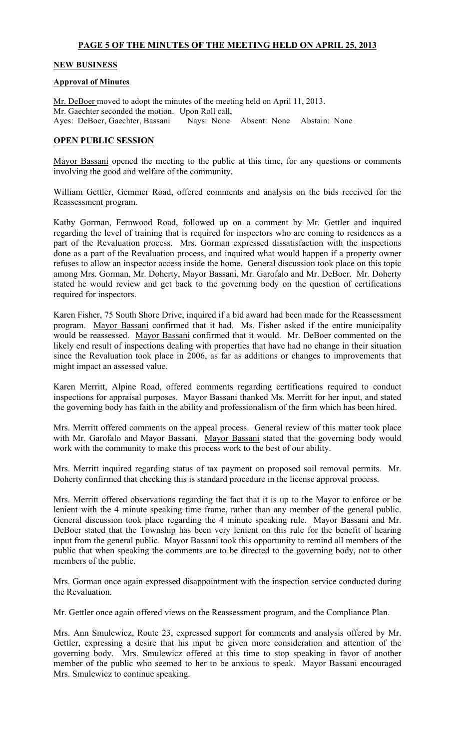## PAGE 5 OF THE MINUTES OF THE MEETING HELD ON APRIL 25, 2013

### NEW BUSINESS

#### Approval of Minutes

Mr. DeBoer moved to adopt the minutes of the meeting held on April 11, 2013.
Mr. Gaechter seconded the motion. Upon Roll call,
Ayes: DeBoer, Gaechter, Bassani Nays: None Absent: None Abstain: None

### OPEN PUBLIC SESSION

Mayor Bassani opened the meeting to the public at this time, for any questions or comments involving the good and welfare of the community.

William Gettler, Gemmer Road, offered comments and analysis on the bids received for the Reassessment program.

Kathy Gorman, Fernwood Road, followed up on a comment by Mr. Gettler and inquired regarding the level of training that is required for inspectors who are coming to residences as a part of the Revaluation process. Mrs. Gorman expressed dissatisfaction with the inspections done as a part of the Revaluation process, and inquired what would happen if a property owner refuses to allow an inspector access inside the home. General discussion took place on this topic among Mrs. Gorman, Mr. Doherty, Mayor Bassani, Mr. Garofalo and Mr. DeBoer. Mr. Doherty stated he would review and get back to the governing body on the question of certifications required for inspectors.

Karen Fisher, 75 South Shore Drive, inquired if a bid award had been made for the Reassessment program. Mayor Bassani confirmed that it had. Ms. Fisher asked if the entire municipality would be reassessed. Mayor Bassani confirmed that it would. Mr. DeBoer commented on the likely end result of inspections dealing with properties that have had no change in their situation since the Revaluation took place in 2006, as far as additions or changes to improvements that might impact an assessed value.

Karen Merritt, Alpine Road, offered comments regarding certifications required to conduct inspections for appraisal purposes. Mayor Bassani thanked Ms. Merritt for her input, and stated the governing body has faith in the ability and professionalism of the firm which has been hired.

Mrs. Merritt offered comments on the appeal process. General review of this matter took place with Mr. Garofalo and Mayor Bassani. Mayor Bassani stated that the governing body would work with the community to make this process work to the best of our ability.

Mrs. Merritt inquired regarding status of tax payment on proposed soil removal permits. Mr. Doherty confirmed that checking this is standard procedure in the license approval process.

Mrs. Merritt offered observations regarding the fact that it is up to the Mayor to enforce or be lenient with the 4 minute speaking time frame, rather than any member of the general public. General discussion took place regarding the 4 minute speaking rule. Mayor Bassani and Mr. DeBoer stated that the Township has been very lenient on this rule for the benefit of hearing input from the general public. Mayor Bassani took this opportunity to remind all members of the public that when speaking the comments are to be directed to the governing body, not to other members of the public.

Mrs. Gorman once again expressed disappointment with the inspection service conducted during the Revaluation.

Mr. Gettler once again offered views on the Reassessment program, and the Compliance Plan.

Mrs. Ann Smulewicz, Route 23, expressed support for comments and analysis offered by Mr. Gettler, expressing a desire that his input be given more consideration and attention of the governing body. Mrs. Smulewicz offered at this time to stop speaking in favor of another member of the public who seemed to her to be anxious to speak. Mayor Bassani encouraged Mrs. Smulewicz to continue speaking.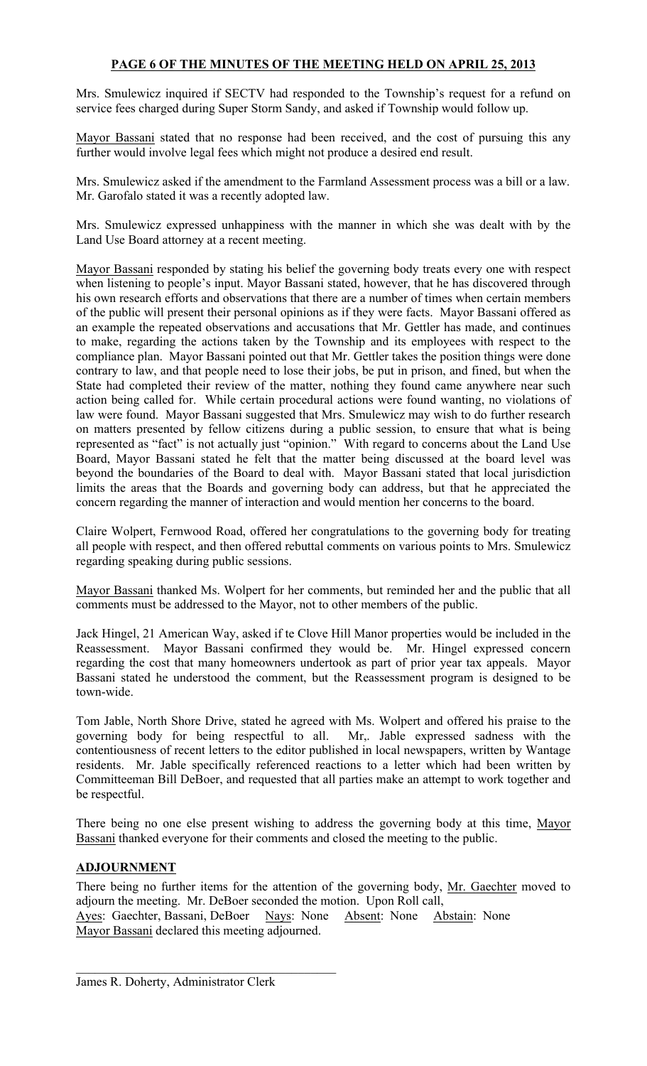**PAGE 6 OF THE MINUTES OF THE MEETING HELD ON APRIL 25, 2013**

Mrs. Smulewicz inquired if SECTV had responded to the Township's request for a refund on service fees charged during Super Storm Sandy, and asked if Township would follow up.

Mayor Bassani stated that no response had been received, and the cost of pursuing this any further would involve legal fees which might not produce a desired end result.

Mrs. Smulewicz asked if the amendment to the Farmland Assessment process was a bill or a law. Mr. Garofalo stated it was a recently adopted law.

Mrs. Smulewicz expressed unhappiness with the manner in which she was dealt with by the Land Use Board attorney at a recent meeting.

Mayor Bassani responded by stating his belief the governing body treats every one with respect when listening to people's input. Mayor Bassani stated, however, that he has discovered through his own research efforts and observations that there are a number of times when certain members of the public will present their personal opinions as if they were facts. Mayor Bassani offered as an example the repeated observations and accusations that Mr. Gettler has made, and continues to make, regarding the actions taken by the Township and its employees with respect to the compliance plan. Mayor Bassani pointed out that Mr. Gettler takes the position things were done contrary to law, and that people need to lose their jobs, be put in prison, and fined, but when the State had completed their review of the matter, nothing they found came anywhere near such action being called for. While certain procedural actions were found wanting, no violations of law were found. Mayor Bassani suggested that Mrs. Smulewicz may wish to do further research on matters presented by fellow citizens during a public session, to ensure that what is being represented as "fact" is not actually just "opinion." With regard to concerns about the Land Use Board, Mayor Bassani stated he felt that the matter being discussed at the board level was beyond the boundaries of the Board to deal with. Mayor Bassani stated that local jurisdiction limits the areas that the Boards and governing body can address, but that he appreciated the concern regarding the manner of interaction and would mention her concerns to the board.

Claire Wolpert, Fernwood Road, offered her congratulations to the governing body for treating all people with respect, and then offered rebuttal comments on various points to Mrs. Smulewicz regarding speaking during public sessions.

Mayor Bassani thanked Ms. Wolpert for her comments, but reminded her and the public that all comments must be addressed to the Mayor, not to other members of the public.

Jack Hingel, 21 American Way, asked if te Clove Hill Manor properties would be included in the Reassessment. Mayor Bassani confirmed they would be. Mr. Hingel expressed concern regarding the cost that many homeowners undertook as part of prior year tax appeals. Mayor Bassani stated he understood the comment, but the Reassessment program is designed to be town-wide.

Tom Jable, North Shore Drive, stated he agreed with Ms. Wolpert and offered his praise to the governing body for being respectful to all. Mr,. Jable expressed sadness with the contentiousness of recent letters to the editor published in local newspapers, written by Wantage residents. Mr. Jable specifically referenced reactions to a letter which had been written by Committeeman Bill DeBoer, and requested that all parties make an attempt to work together and be respectful.

There being no one else present wishing to address the governing body at this time, Mayor Bassani thanked everyone for their comments and closed the meeting to the public.

**ADJOURNMENT**

There being no further items for the attention of the governing body, Mr. Gaechter moved to adjourn the meeting. Mr. DeBoer seconded the motion. Upon Roll call,
Ayes: Gaechter, Bassani, DeBoer Nays: None Absent: None Abstain: None
Mayor Bassani declared this meeting adjourned.

\_\_\_\_\_\_\_\_\_\_\_\_\_\_\_\_\_\_\_\_\_\_\_\_\_\_\_\_\_\_\_\_\_\_\_\_\_\_\_\_

James R. Doherty, Administrator Clerk